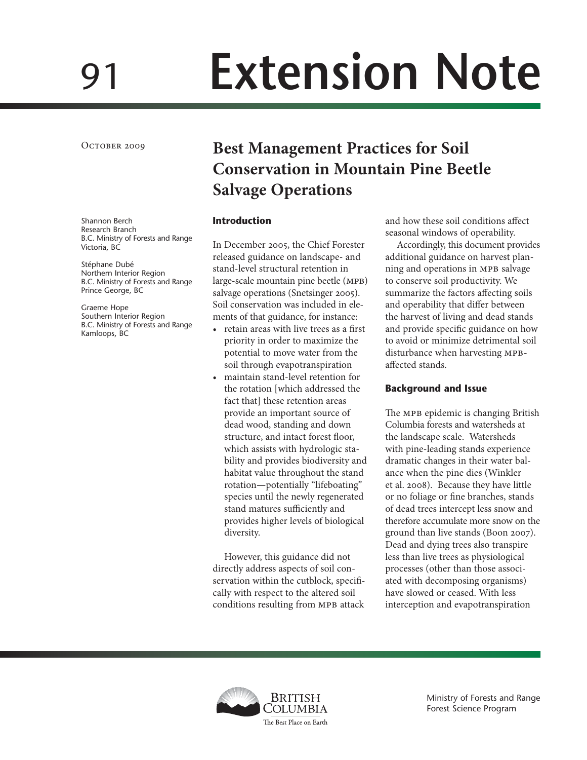91 Extension Note

October 2009

# Best Management Practices for Soil Conservation in Mountain Pine Beetle Salvage Operations

Shannon Berch
Research Branch
B.C. Ministry of Forests and Range
Victoria, BC

Stéphane Dubé
Northern Interior Region
B.C. Ministry of Forests and Range
Prince George, BC

Graeme Hope
Southern Interior Region
B.C. Ministry of Forests and Range
Kamloops, BC

## Introduction

In December 2005, the Chief Forester released guidance on landscape- and stand-level structural retention in large-scale mountain pine beetle (MPB) salvage operations (Snetsinger 2005). Soil conservation was included in elements of that guidance, for instance:

- retain areas with live trees as a first priority in order to maximize the potential to move water from the soil through evapotranspiration
- maintain stand-level retention for the rotation [which addressed the fact that] these retention areas provide an important source of dead wood, standing and down structure, and intact forest floor, which assists with hydrologic stability and provides biodiversity and habitat value throughout the stand rotation—potentially "lifeboating" species until the newly regenerated stand matures sufficiently and provides higher levels of biological diversity.

However, this guidance did not directly address aspects of soil conservation within the cutblock, specifically with respect to the altered soil conditions resulting from MPB attack and how these soil conditions affect seasonal windows of operability.

Accordingly, this document provides additional guidance on harvest planning and operations in MPB salvage to conserve soil productivity. We summarize the factors affecting soils and operability that differ between the harvest of living and dead stands and provide specific guidance on how to avoid or minimize detrimental soil disturbance when harvesting MPB-affected stands.

## Background and Issue

The MPB epidemic is changing British Columbia forests and watersheds at the landscape scale. Watersheds with pine-leading stands experience dramatic changes in their water balance when the pine dies (Winkler et al. 2008). Because they have little or no foliage or fine branches, stands of dead trees intercept less snow and therefore accumulate more snow on the ground than live stands (Boon 2007). Dead and dying trees also transpire less than live trees as physiological processes (other than those associated with decomposing organisms) have slowed or ceased. With less interception and evapotranspiration

Ministry of Forests and Range
Forest Science Program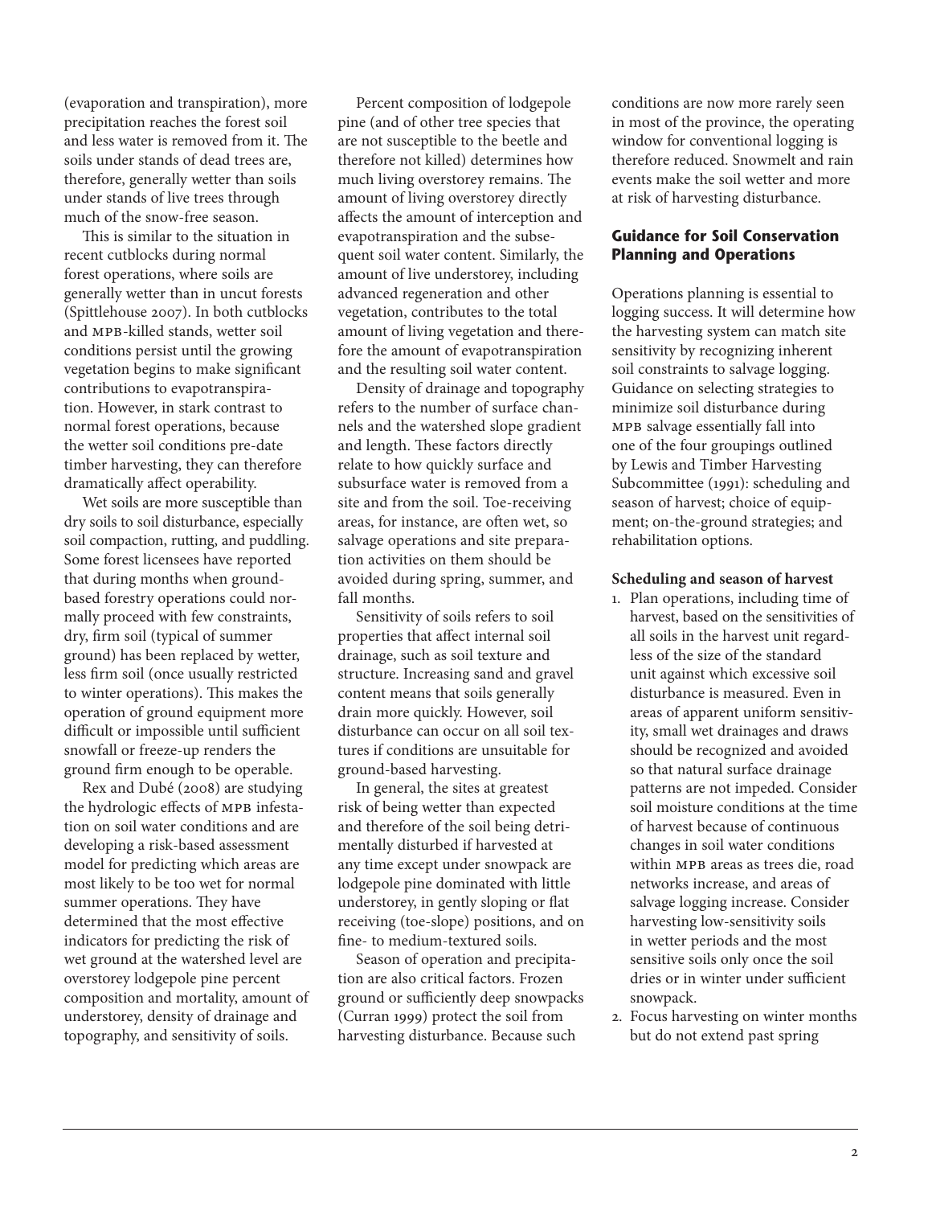(evaporation and transpiration), more precipitation reaches the forest soil and less water is removed from it. The soils under stands of dead trees are, therefore, generally wetter than soils under stands of live trees through much of the snow-free season.

This is similar to the situation in recent cutblocks during normal forest operations, where soils are generally wetter than in uncut forests (Spittlehouse 2007). In both cutblocks and MPB-killed stands, wetter soil conditions persist until the growing vegetation begins to make significant contributions to evapotranspiration. However, in stark contrast to normal forest operations, because the wetter soil conditions pre-date timber harvesting, they can therefore dramatically affect operability.

Wet soils are more susceptible than dry soils to soil disturbance, especially soil compaction, rutting, and puddling. Some forest licensees have reported that during months when ground-based forestry operations could normally proceed with few constraints, dry, firm soil (typical of summer ground) has been replaced by wetter, less firm soil (once usually restricted to winter operations). This makes the operation of ground equipment more difficult or impossible until sufficient snowfall or freeze-up renders the ground firm enough to be operable.

Rex and Dubé (2008) are studying the hydrologic effects of MPB infestation on soil water conditions and are developing a risk-based assessment model for predicting which areas are most likely to be too wet for normal summer operations. They have determined that the most effective indicators for predicting the risk of wet ground at the watershed level are overstorey lodgepole pine percent composition and mortality, amount of understorey, density of drainage and topography, and sensitivity of soils.

Percent composition of lodgepole pine (and of other tree species that are not susceptible to the beetle and therefore not killed) determines how much living overstorey remains. The amount of living overstorey directly affects the amount of interception and evapotranspiration and the subsequent soil water content. Similarly, the amount of live understorey, including advanced regeneration and other vegetation, contributes to the total amount of living vegetation and therefore the amount of evapotranspiration and the resulting soil water content.

Density of drainage and topography refers to the number of surface channels and the watershed slope gradient and length. These factors directly relate to how quickly surface and subsurface water is removed from a site and from the soil. Toe-receiving areas, for instance, are often wet, so salvage operations and site preparation activities on them should be avoided during spring, summer, and fall months.

Sensitivity of soils refers to soil properties that affect internal soil drainage, such as soil texture and structure. Increasing sand and gravel content means that soils generally drain more quickly. However, soil disturbance can occur on all soil textures if conditions are unsuitable for ground-based harvesting.

In general, the sites at greatest risk of being wetter than expected and therefore of the soil being detrimentally disturbed if harvested at any time except under snowpack are lodgepole pine dominated with little understorey, in gently sloping or flat receiving (toe-slope) positions, and on fine- to medium-textured soils.

Season of operation and precipitation are also critical factors. Frozen ground or sufficiently deep snowpacks (Curran 1999) protect the soil from harvesting disturbance. Because such conditions are now more rarely seen in most of the province, the operating window for conventional logging is therefore reduced. Snowmelt and rain events make the soil wetter and more at risk of harvesting disturbance.

## Guidance for Soil Conservation Planning and Operations

Operations planning is essential to logging success. It will determine how the harvesting system can match site sensitivity by recognizing inherent soil constraints to salvage logging. Guidance on selecting strategies to minimize soil disturbance during MPB salvage essentially fall into one of the four groupings outlined by Lewis and Timber Harvesting Subcommittee (1991): scheduling and season of harvest; choice of equipment; on-the-ground strategies; and rehabilitation options.

**Scheduling and season of harvest**

1. Plan operations, including time of harvest, based on the sensitivities of all soils in the harvest unit regardless of the size of the standard unit against which excessive soil disturbance is measured. Even in areas of apparent uniform sensitivity, small wet drainages and draws should be recognized and avoided so that natural surface drainage patterns are not impeded. Consider soil moisture conditions at the time of harvest because of continuous changes in soil water conditions within MPB areas as trees die, road networks increase, and areas of salvage logging increase. Consider harvesting low-sensitivity soils in wetter periods and the most sensitive soils only once the soil dries or in winter under sufficient snowpack.
2. Focus harvesting on winter months but do not extend past spring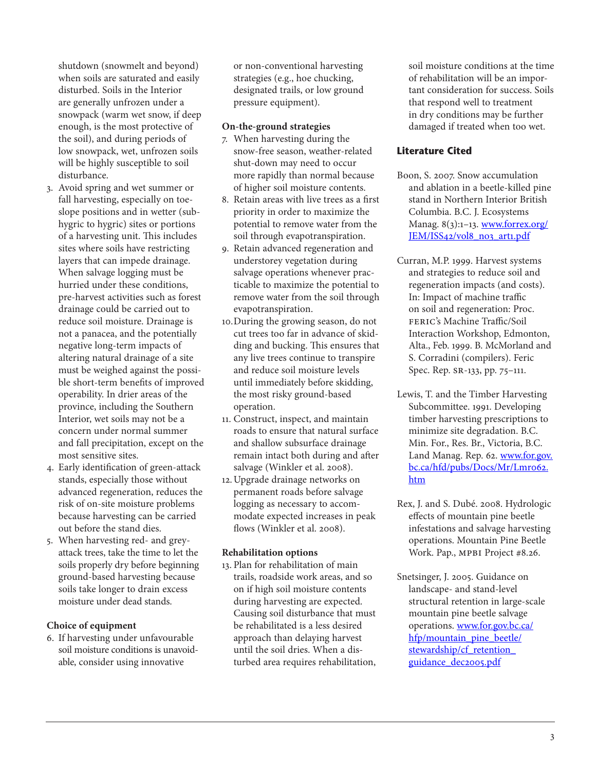shutdown (snowmelt and beyond) when soils are saturated and easily disturbed. Soils in the Interior are generally unfrozen under a snowpack (warm wet snow, if deep enough, is the most protective of the soil), and during periods of low snowpack, wet, unfrozen soils will be highly susceptible to soil disturbance.

3. Avoid spring and wet summer or fall harvesting, especially on toe-slope positions and in wetter (sub-hygric to hygric) sites or portions of a harvesting unit. This includes sites where soils have restricting layers that can impede drainage. When salvage logging must be hurried under these conditions, pre-harvest activities such as forest drainage could be carried out to reduce soil moisture. Drainage is not a panacea, and the potentially negative long-term impacts of altering natural drainage of a site must be weighed against the possible short-term benefits of improved operability. In drier areas of the province, including the Southern Interior, wet soils may not be a concern under normal summer and fall precipitation, except on the most sensitive sites.
4. Early identification of green-attack stands, especially those without advanced regeneration, reduces the risk of on-site moisture problems because harvesting can be carried out before the stand dies.
5. When harvesting red- and grey-attack trees, take the time to let the soils properly dry before beginning ground-based harvesting because soils take longer to drain excess moisture under dead stands.

**Choice of equipment**

6. If harvesting under unfavourable soil moisture conditions is unavoidable, consider using innovative or non-conventional harvesting strategies (e.g., hoe chucking, designated trails, or low ground pressure equipment).

**On-the-ground strategies**

7. When harvesting during the snow-free season, weather-related shut-down may need to occur more rapidly than normal because of higher soil moisture contents.
8. Retain areas with live trees as a first priority in order to maximize the potential to remove water from the soil through evapotranspiration.
9. Retain advanced regeneration and understorey vegetation during salvage operations whenever practicable to maximize the potential to remove water from the soil through evapotranspiration.
10. During the growing season, do not cut trees too far in advance of skidding and bucking. This ensures that any live trees continue to transpire and reduce soil moisture levels until immediately before skidding, the most risky ground-based operation.
11. Construct, inspect, and maintain roads to ensure that natural surface and shallow subsurface drainage remain intact both during and after salvage (Winkler et al. 2008).
12. Upgrade drainage networks on permanent roads before salvage logging as necessary to accommodate expected increases in peak flows (Winkler et al. 2008).

**Rehabilitation options**

13. Plan for rehabilitation of main trails, roadside work areas, and so on if high soil moisture contents during harvesting are expected. Causing soil disturbance that must be rehabilitated is a less desired approach than delaying harvest until the soil dries. When a disturbed area requires rehabilitation, soil moisture conditions at the time of rehabilitation will be an important consideration for success. Soils that respond well to treatment in dry conditions may be further damaged if treated when too wet.

## Literature Cited

Boon, S. 2007. Snow accumulation and ablation in a beetle-killed pine stand in Northern Interior British Columbia. B.C. J. Ecosystems Manag. 8(3):1–13. www.forrex.org/JEM/ISS42/vol8_no3_art1.pdf

Curran, M.P. 1999. Harvest systems and strategies to reduce soil and regeneration impacts (and costs). In: Impact of machine traffic on soil and regeneration: Proc. FERIC's Machine Traffic/Soil Interaction Workshop, Edmonton, Alta., Feb. 1999. B. McMorland and S. Corradini (compilers). Feric Spec. Rep. SR-133, pp. 75–111.

Lewis, T. and the Timber Harvesting Subcommittee. 1991. Developing timber harvesting prescriptions to minimize site degradation. B.C. Min. For., Res. Br., Victoria, B.C. Land Manag. Rep. 62. www.for.gov.bc.ca/hfd/pubs/Docs/Mr/Lmr062.htm

Rex, J. and S. Dubé. 2008. Hydrologic effects of mountain pine beetle infestations and salvage harvesting operations. Mountain Pine Beetle Work. Pap., MPBI Project #8.26.

Snetsinger, J. 2005. Guidance on landscape- and stand-level structural retention in large-scale mountain pine beetle salvage operations. www.for.gov.bc.ca/hfp/mountain_pine_beetle/stewardship/cf_retention_guidance_dec2005.pdf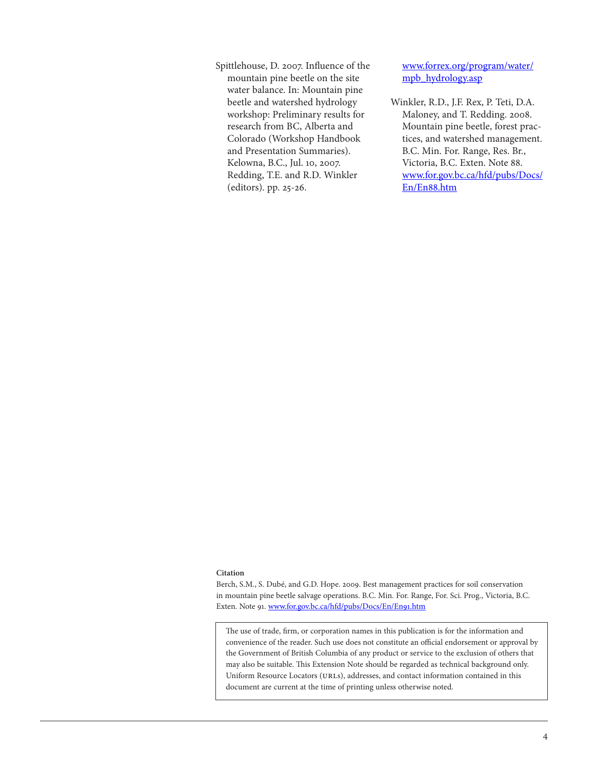Spittlehouse, D. 2007. Influence of the mountain pine beetle on the site water balance. In: Mountain pine beetle and watershed hydrology workshop: Preliminary results for research from BC, Alberta and Colorado (Workshop Handbook and Presentation Summaries). Kelowna, B.C., Jul. 10, 2007. Redding, T.E. and R.D. Winkler (editors). pp. 25-26. www.forrex.org/program/water/mpb_hydrology.asp

Winkler, R.D., J.F. Rex, P. Teti, D.A. Maloney, and T. Redding. 2008. Mountain pine beetle, forest practices, and watershed management. B.C. Min. For. Range, Res. Br., Victoria, B.C. Exten. Note 88. www.for.gov.bc.ca/hfd/pubs/Docs/En/En88.htm

**Citation**

Berch, S.M., S. Dubé, and G.D. Hope. 2009. Best management practices for soil conservation in mountain pine beetle salvage operations. B.C. Min. For. Range, For. Sci. Prog., Victoria, B.C. Exten. Note 91. www.for.gov.bc.ca/hfd/pubs/Docs/En/En91.htm

The use of trade, firm, or corporation names in this publication is for the information and convenience of the reader. Such use does not constitute an official endorsement or approval by the Government of British Columbia of any product or service to the exclusion of others that may also be suitable. This Extension Note should be regarded as technical background only. Uniform Resource Locators (URLs), addresses, and contact information contained in this document are current at the time of printing unless otherwise noted.